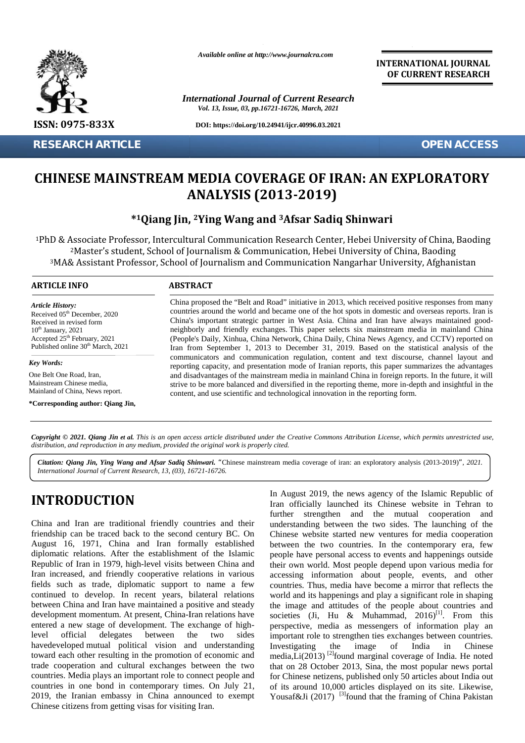Available online at http://www.journalcra.com

INTERNATIONAL JOURNAL OF CURRENT RESEARCH

International Journal of Current Research
Vol. 13, Issue, 03, pp.16721-16726, March, 2021

DOI: https://doi.org/10.24941/ijcr.40996.03.2021

ISSN: 0975-833X

RESEARCH ARTICLE

OPEN ACCESS

# CHINESE MAINSTREAM MEDIA COVERAGE OF IRAN: AN EXPLORATORY ANALYSIS (2013-2019)

**\*[1]Qiang Jin, [2]Ying Wang and [3]Afsar Sadiq Shinwari**

[1]PhD & Associate Professor, Intercultural Communication Research Center, Hebei University of China, Baoding
[2]Master's student, School of Journalism & Communication, Hebei University of China, Baoding
[3]MA& Assistant Professor, School of Journalism and Communication Nangarhar University, Afghanistan

## ARTICLE INFO

*Article History:*
Received 05th December, 2020
Received in revised form
10th January, 2021
Accepted 25th February, 2021
Published online 30th March, 2021

*Key Words:*
One Belt One Road, Iran, Mainstream Chinese media, Mainland of China, News report.

**\*Corresponding author: Qiang Jin,**

## ABSTRACT

China proposed the "Belt and Road" initiative in 2013, which received positive responses from many countries around the world and became one of the hot spots in domestic and overseas reports. Iran is China's important strategic partner in West Asia. China and Iran have always maintained good-neighborly and friendly exchanges. This paper selects six mainstream media in mainland China (People's Daily, Xinhua, China Network, China Daily, China News Agency, and CCTV) reported on Iran from September 1, 2013 to December 31, 2019. Based on the statistical analysis of the communicators and communication regulation, content and text discourse, channel layout and reporting capacity, and presentation mode of Iranian reports, this paper summarizes the advantages and disadvantages of the mainstream media in mainland China in foreign reports. In the future, it will strive to be more balanced and diversified in the reporting theme, more in-depth and insightful in the content, and use scientific and technological innovation in the reporting form.

*Copyright © 2021. Qiang Jin et al. This is an open access article distributed under the Creative Commons Attribution License, which permits unrestricted use, distribution, and reproduction in any medium, provided the original work is properly cited.*

***Citation: Qiang Jin, Ying Wang and Afsar Sadiq Shinwari.*** "Chinese mainstream media coverage of iran: an exploratory analysis (2013-2019)", *2021. International Journal of Current Research, 13, (03), 16721-16726.*

# INTRODUCTION

China and Iran are traditional friendly countries and their friendship can be traced back to the second century BC. On August 16, 1971, China and Iran formally established diplomatic relations. After the establishment of the Islamic Republic of Iran in 1979, high-level visits between China and Iran increased, and friendly cooperative relations in various fields such as trade, diplomatic support to name a few continued to develop. In recent years, bilateral relations between China and Iran have maintained a positive and steady development momentum. At present, China-Iran relations have entered a new stage of development. The exchange of high-level official delegates between the two sides havedeveloped mutual political vision and understanding toward each other resulting in the promotion of economic and trade cooperation and cultural exchanges between the two countries. Media plays an important role to connect people and countries in one bond in contemporary times. On July 21, 2019, the Iranian embassy in China announced to exempt Chinese citizens from getting visas for visiting Iran.

In August 2019, the news agency of the Islamic Republic of Iran officially launched its Chinese website in Tehran to further strengthen and the mutual cooperation and understanding between the two sides. The launching of the Chinese website started new ventures for media cooperation between the two countries. In the contemporary era, few people have personal access to events and happenings outside their own world. Most people depend upon various media for accessing information about people, events, and other countries. Thus, media have become a mirror that reflects the world and its happenings and play a significant role in shaping the image and attitudes of the people about countries and societies (Ji, Hu & Muhammad, 2016)[1]. From this perspective, media as messengers of information play an important role to strengthen ties exchanges between countries. Investigating the image of India in Chinese media,Li(2013) [2]found marginal coverage of India. He noted that on 28 October 2013, Sina, the most popular news portal for Chinese netizens, published only 50 articles about India out of its around 10,000 articles displayed on its site. Likewise, Yousaf&Ji (2017) [3]found that the framing of China Pakistan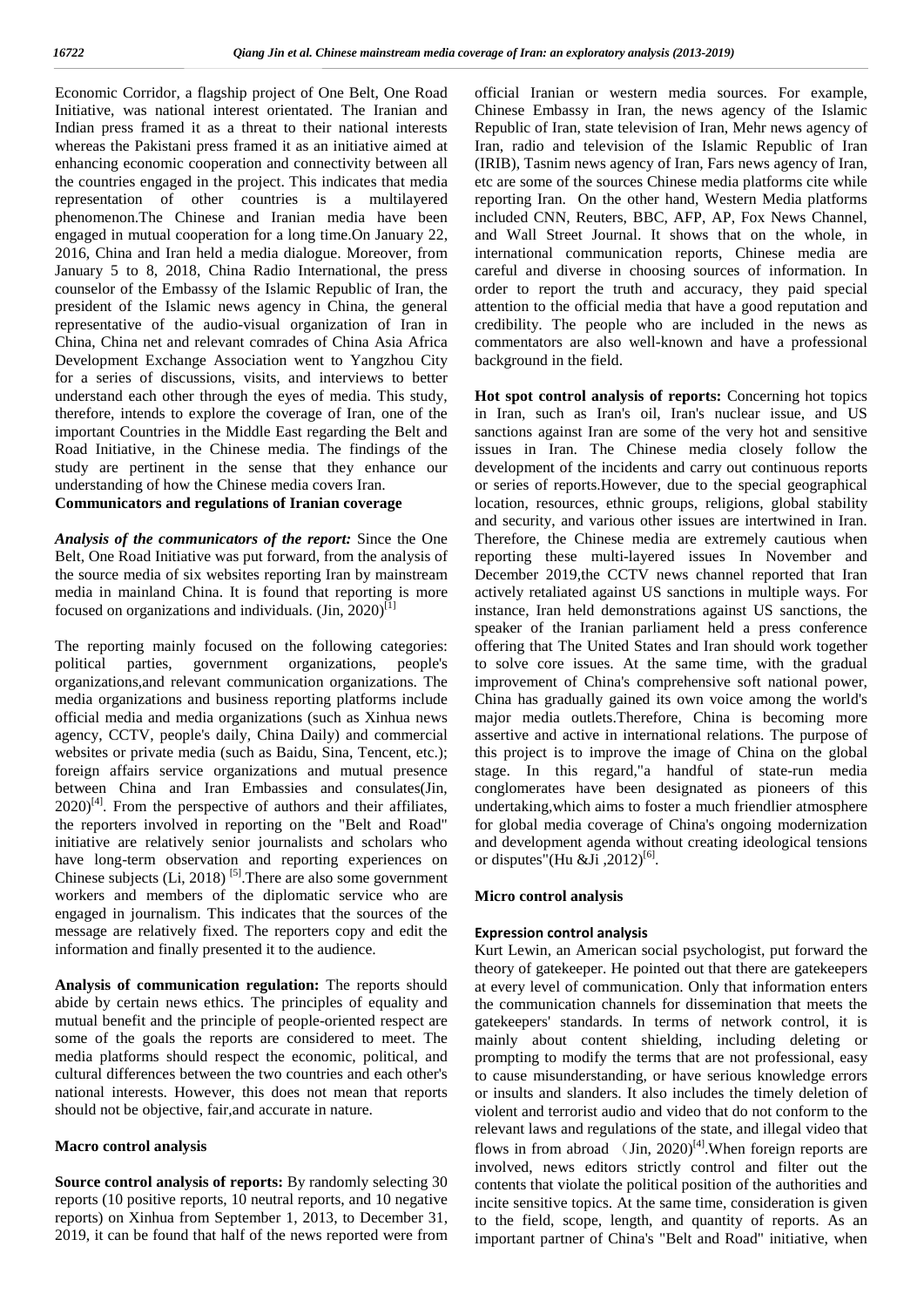Economic Corridor, a flagship project of One Belt, One Road Initiative, was national interest orientated. The Iranian and Indian press framed it as a threat to their national interests whereas the Pakistani press framed it as an initiative aimed at enhancing economic cooperation and connectivity between all the countries engaged in the project. This indicates that media representation of other countries is a multilayered phenomenon.The Chinese and Iranian media have been engaged in mutual cooperation for a long time.On January 22, 2016, China and Iran held a media dialogue. Moreover, from January 5 to 8, 2018, China Radio International, the press counselor of the Embassy of the Islamic Republic of Iran, the president of the Islamic news agency in China, the general representative of the audio-visual organization of Iran in China, China net and relevant comrades of China Asia Africa Development Exchange Association went to Yangzhou City for a series of discussions, visits, and interviews to better understand each other through the eyes of media. This study, therefore, intends to explore the coverage of Iran, one of the important Countries in the Middle East regarding the Belt and Road Initiative, in the Chinese media. The findings of the study are pertinent in the sense that they enhance our understanding of how the Chinese media covers Iran.

## Communicators and regulations of Iranian coverage

***Analysis of the communicators of the report:*** Since the One Belt, One Road Initiative was put forward, from the analysis of the source media of six websites reporting Iran by mainstream media in mainland China. It is found that reporting is more focused on organizations and individuals. (Jin, 2020)[1]

The reporting mainly focused on the following categories: political parties, government organizations, people's organizations,and relevant communication organizations. The media organizations and business reporting platforms include official media and media organizations (such as Xinhua news agency, CCTV, people's daily, China Daily) and commercial websites or private media (such as Baidu, Sina, Tencent, etc.); foreign affairs service organizations and mutual presence between China and Iran Embassies and consulates(Jin, 2020)[4]. From the perspective of authors and their affiliates, the reporters involved in reporting on the "Belt and Road" initiative are relatively senior journalists and scholars who have long-term observation and reporting experiences on Chinese subjects (Li, 2018) [5].There are also some government workers and members of the diplomatic service who are engaged in journalism. This indicates that the sources of the message are relatively fixed. The reporters copy and edit the information and finally presented it to the audience.

**Analysis of communication regulation:** The reports should abide by certain news ethics. The principles of equality and mutual benefit and the principle of people-oriented respect are some of the goals the reports are considered to meet. The media platforms should respect the economic, political, and cultural differences between the two countries and each other's national interests. However, this does not mean that reports should not be objective, fair,and accurate in nature.

## Macro control analysis

**Source control analysis of reports:** By randomly selecting 30 reports (10 positive reports, 10 neutral reports, and 10 negative reports) on Xinhua from September 1, 2013, to December 31, 2019, it can be found that half of the news reported were from official Iranian or western media sources. For example, Chinese Embassy in Iran, the news agency of the Islamic Republic of Iran, state television of Iran, Mehr news agency of Iran, radio and television of the Islamic Republic of Iran (IRIB), Tasnim news agency of Iran, Fars news agency of Iran, etc are some of the sources Chinese media platforms cite while reporting Iran. On the other hand, Western Media platforms included CNN, Reuters, BBC, AFP, AP, Fox News Channel, and Wall Street Journal. It shows that on the whole, in international communication reports, Chinese media are careful and diverse in choosing sources of information. In order to report the truth and accuracy, they paid special attention to the official media that have a good reputation and credibility. The people who are included in the news as commentators are also well-known and have a professional background in the field.

**Hot spot control analysis of reports:** Concerning hot topics in Iran, such as Iran's oil, Iran's nuclear issue, and US sanctions against Iran are some of the very hot and sensitive issues in Iran. The Chinese media closely follow the development of the incidents and carry out continuous reports or series of reports.However, due to the special geographical location, resources, ethnic groups, religions, global stability and security, and various other issues are intertwined in Iran. Therefore, the Chinese media are extremely cautious when reporting these multi-layered issues In November and December 2019,the CCTV news channel reported that Iran actively retaliated against US sanctions in multiple ways. For instance, Iran held demonstrations against US sanctions, the speaker of the Iranian parliament held a press conference offering that The United States and Iran should work together to solve core issues. At the same time, with the gradual improvement of China's comprehensive soft national power, China has gradually gained its own voice among the world's major media outlets.Therefore, China is becoming more assertive and active in international relations. The purpose of this project is to improve the image of China on the global stage. In this regard,"a handful of state-run media conglomerates have been designated as pioneers of this undertaking,which aims to foster a much friendlier atmosphere for global media coverage of China's ongoing modernization and development agenda without creating ideological tensions or disputes"(Hu &Ji ,2012)[6].

## Micro control analysis

### Expression control analysis

Kurt Lewin, an American social psychologist, put forward the theory of gatekeeper. He pointed out that there are gatekeepers at every level of communication. Only that information enters the communication channels for dissemination that meets the gatekeepers' standards. In terms of network control, it is mainly about content shielding, including deleting or prompting to modify the terms that are not professional, easy to cause misunderstanding, or have serious knowledge errors or insults and slanders. It also includes the timely deletion of violent and terrorist audio and video that do not conform to the relevant laws and regulations of the state, and illegal video that flows in from abroad （Jin, 2020)[4].When foreign reports are involved, news editors strictly control and filter out the contents that violate the political position of the authorities and incite sensitive topics. At the same time, consideration is given to the field, scope, length, and quantity of reports. As an important partner of China's "Belt and Road" initiative, when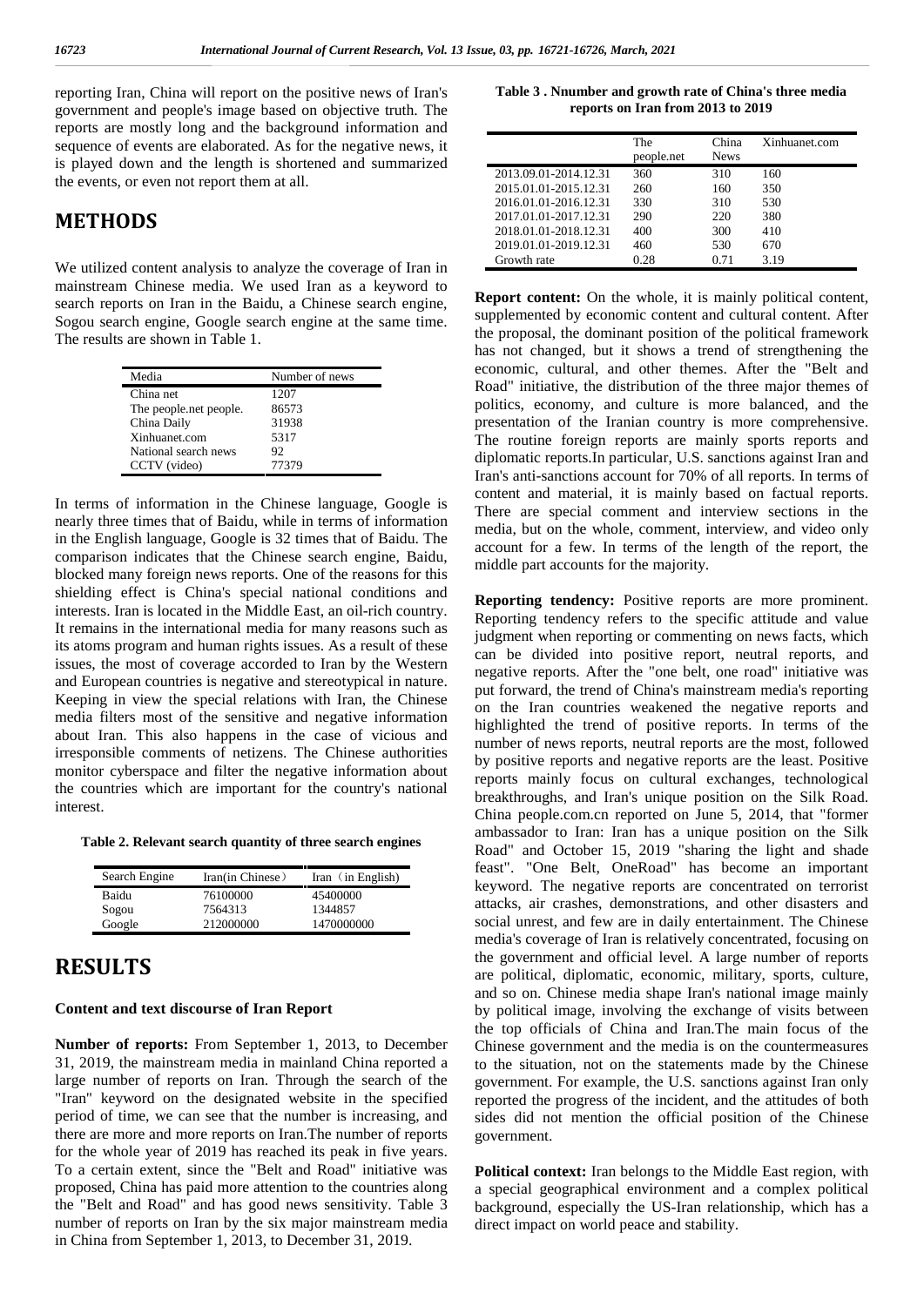reporting Iran, China will report on the positive news of Iran's government and people's image based on objective truth. The reports are mostly long and the background information and sequence of events are elaborated. As for the negative news, it is played down and the length is shortened and summarized the events, or even not report them at all.

# METHODS

We utilized content analysis to analyze the coverage of Iran in mainstream Chinese media. We used Iran as a keyword to search reports on Iran in the Baidu, a Chinese search engine, Sogou search engine, Google search engine at the same time. The results are shown in Table 1.

| Media | Number of news |
|---|---|
| China net | 1207 |
| The people.net people. | 86573 |
| China Daily | 31938 |
| Xinhuanet.com | 5317 |
| National search news | 92 |
| CCTV (video) | 77379 |

In terms of information in the Chinese language, Google is nearly three times that of Baidu, while in terms of information in the English language, Google is 32 times that of Baidu. The comparison indicates that the Chinese search engine, Baidu, blocked many foreign news reports. One of the reasons for this shielding effect is China's special national conditions and interests. Iran is located in the Middle East, an oil-rich country. It remains in the international media for many reasons such as its atoms program and human rights issues. As a result of these issues, the most of coverage accorded to Iran by the Western and European countries is negative and stereotypical in nature. Keeping in view the special relations with Iran, the Chinese media filters most of the sensitive and negative information about Iran. This also happens in the case of vicious and irresponsible comments of netizens. The Chinese authorities monitor cyberspace and filter the negative information about the countries which are important for the country's national interest.

**Table 2. Relevant search quantity of three search engines**

| Search Engine | Iran(in Chinese) | Iran（in English) |
|---|---|---|
| Baidu | 76100000 | 45400000 |
| Sogou | 7564313 | 1344857 |
| Google | 212000000 | 1470000000 |

# RESULTS

### Content and text discourse of Iran Report

**Number of reports:** From September 1, 2013, to December 31, 2019, the mainstream media in mainland China reported a large number of reports on Iran. Through the search of the "Iran" keyword on the designated website in the specified period of time, we can see that the number is increasing, and there are more and more reports on Iran.The number of reports for the whole year of 2019 has reached its peak in five years. To a certain extent, since the "Belt and Road" initiative was proposed, China has paid more attention to the countries along the "Belt and Road" and has good news sensitivity. Table 3 number of reports on Iran by the six major mainstream media in China from September 1, 2013, to December 31, 2019.

**Table 3 . Nnumber and growth rate of China's three media reports on Iran from 2013 to 2019**

| | The people.net | China News | Xinhuanet.com |
|---|---|---|---|
| 2013.09.01-2014.12.31 | 360 | 310 | 160 |
| 2015.01.01-2015.12.31 | 260 | 160 | 350 |
| 2016.01.01-2016.12.31 | 330 | 310 | 530 |
| 2017.01.01-2017.12.31 | 290 | 220 | 380 |
| 2018.01.01-2018.12.31 | 400 | 300 | 410 |
| 2019.01.01-2019.12.31 | 460 | 530 | 670 |
| Growth rate | 0.28 | 0.71 | 3.19 |

**Report content:** On the whole, it is mainly political content, supplemented by economic content and cultural content. After the proposal, the dominant position of the political framework has not changed, but it shows a trend of strengthening the economic, cultural, and other themes. After the "Belt and Road" initiative, the distribution of the three major themes of politics, economy, and culture is more balanced, and the presentation of the Iranian country is more comprehensive. The routine foreign reports are mainly sports reports and diplomatic reports.In particular, U.S. sanctions against Iran and Iran's anti-sanctions account for 70% of all reports. In terms of content and material, it is mainly based on factual reports. There are special comment and interview sections in the media, but on the whole, comment, interview, and video only account for a few. In terms of the length of the report, the middle part accounts for the majority.

**Reporting tendency:** Positive reports are more prominent. Reporting tendency refers to the specific attitude and value judgment when reporting or commenting on news facts, which can be divided into positive report, neutral reports, and negative reports. After the "one belt, one road" initiative was put forward, the trend of China's mainstream media's reporting on the Iran countries weakened the negative reports and highlighted the trend of positive reports. In terms of the number of news reports, neutral reports are the most, followed by positive reports and negative reports are the least. Positive reports mainly focus on cultural exchanges, technological breakthroughs, and Iran's unique position on the Silk Road. China people.com.cn reported on June 5, 2014, that "former ambassador to Iran: Iran has a unique position on the Silk Road" and October 15, 2019 "sharing the light and shade feast". "One Belt, OneRoad" has become an important keyword. The negative reports are concentrated on terrorist attacks, air crashes, demonstrations, and other disasters and social unrest, and few are in daily entertainment. The Chinese media's coverage of Iran is relatively concentrated, focusing on the government and official level. A large number of reports are political, diplomatic, economic, military, sports, culture, and so on. Chinese media shape Iran's national image mainly by political image, involving the exchange of visits between the top officials of China and Iran.The main focus of the Chinese government and the media is on the countermeasures to the situation, not on the statements made by the Chinese government. For example, the U.S. sanctions against Iran only reported the progress of the incident, and the attitudes of both sides did not mention the official position of the Chinese government.

**Political context:** Iran belongs to the Middle East region, with a special geographical environment and a complex political background, especially the US-Iran relationship, which has a direct impact on world peace and stability.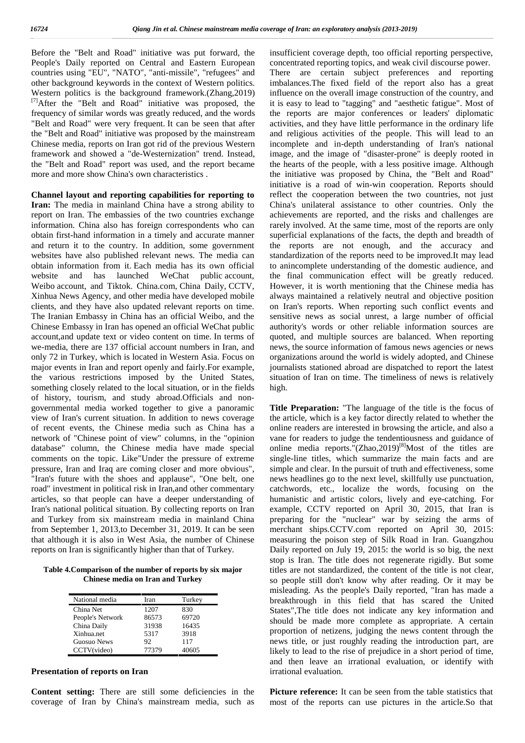Before the "Belt and Road" initiative was put forward, the People's Daily reported on Central and Eastern European countries using "EU", "NATO", "anti-missile", "refugees" and other background keywords in the context of Western politics. Western politics is the background framework.(Zhang,2019)[7]After the "Belt and Road" initiative was proposed, the frequency of similar words was greatly reduced, and the words "Belt and Road" were very frequent. It can be seen that after the "Belt and Road" initiative was proposed by the mainstream Chinese media, reports on Iran got rid of the previous Western framework and showed a "de-Westernization" trend. Instead, the "Belt and Road" report was used, and the report became more and more show China's own characteristics .

**Channel layout and reporting capabilities for reporting to Iran:** The media in mainland China have a strong ability to report on Iran. The embassies of the two countries exchange information. China also has foreign correspondents who can obtain first-hand information in a timely and accurate manner and return it to the country. In addition, some government websites have also published relevant news. The media can obtain information from it. Each media has its own official website and has launched WeChat public account, Weibo account, and Tiktok. China.com, China Daily, CCTV, Xinhua News Agency, and other media have developed mobile clients, and they have also updated relevant reports on time. The Iranian Embassy in China has an official Weibo, and the Chinese Embassy in Iran has opened an official WeChat public account,and update text or video content on time. In terms of we-media, there are 137 official account numbers in Iran, and only 72 in Turkey, which is located in Western Asia. Focus on major events in Iran and report openly and fairly.For example, the various restrictions imposed by the United States, something closely related to the local situation, or in the fields of history, tourism, and study abroad.Officials and non-governmental media worked together to give a panoramic view of Iran's current situation. In addition to news coverage of recent events, the Chinese media such as China has a network of "Chinese point of view" columns, in the "opinion database" column, the Chinese media have made special comments on the topic. Like"Under the pressure of extreme pressure, Iran and Iraq are coming closer and more obvious", "Iran's future with the shoes and applause", "One belt, one road" investment in political risk in Iran,and other commentary articles, so that people can have a deeper understanding of Iran's national political situation. By collecting reports on Iran and Turkey from six mainstream media in mainland China from September 1, 2013,to December 31, 2019. It can be seen that although it is also in West Asia, the number of Chinese reports on Iran is significantly higher than that of Turkey.

**Table 4.Comparison of the number of reports by six major Chinese media on Iran and Turkey**

| National media | Iran | Turkey |
|---|---|---|
| China Net | 1207 | 830 |
| People's Network | 86573 | 69720 |
| China Daily | 31938 | 16435 |
| Xinhua.net | 5317 | 3918 |
| Guosuo News | 92 | 117 |
| CCTV(video) | 77379 | 40605 |

### Presentation of reports on Iran

**Content setting:** There are still some deficiencies in the coverage of Iran by China's mainstream media, such as insufficient coverage depth, too official reporting perspective, concentrated reporting topics, and weak civil discourse power. There are certain subject preferences and reporting imbalances.The fixed field of the report also has a great influence on the overall image construction of the country, and it is easy to lead to "tagging" and "aesthetic fatigue". Most of the reports are major conferences or leaders' diplomatic activities, and they have little performance in the ordinary life and religious activities of the people. This will lead to an incomplete and in-depth understanding of Iran's national image, and the image of "disaster-prone" is deeply rooted in the hearts of the people, with a less positive image. Although the initiative was proposed by China, the "Belt and Road" initiative is a road of win-win cooperation. Reports should reflect the cooperation between the two countries, not just China's unilateral assistance to other countries. Only the achievements are reported, and the risks and challenges are rarely involved. At the same time, most of the reports are only superficial explanations of the facts, the depth and breadth of the reports are not enough, and the accuracy and standardization of the reports need to be improved.It may lead to anincomplete understanding of the domestic audience, and the final communication effect will be greatly reduced. However, it is worth mentioning that the Chinese media has always maintained a relatively neutral and objective position on Iran's reports. When reporting such conflict events and sensitive news as social unrest, a large number of official authority's words or other reliable information sources are quoted, and multiple sources are balanced. When reporting news, the source information of famous news agencies or news organizations around the world is widely adopted, and Chinese journalists stationed abroad are dispatched to report the latest situation of Iran on time. The timeliness of news is relatively high.

**Title Preparation:** "The language of the title is the focus of the article, which is a key factor directly related to whether the online readers are interested in browsing the article, and also a vane for readers to judge the tendentiousness and guidance of online media reports."(Zhao,2019)[8]Most of the titles are single-line titles, which summarize the main facts and are simple and clear. In the pursuit of truth and effectiveness, some news headlines go to the next level, skillfully use punctuation, catchwords, etc., localize the words, focusing on the humanistic and artistic colors, lively and eye-catching. For example, CCTV reported on April 30, 2015, that Iran is preparing for the "nuclear" war by seizing the arms of merchant ships.CCTV.com reported on April 30, 2015: measuring the poison step of Silk Road in Iran. Guangzhou Daily reported on July 19, 2015: the world is so big, the next stop is Iran. The title does not regenerate rigidly. But some titles are not standardized, the content of the title is not clear, so people still don't know why after reading. Or it may be misleading. As the people's Daily reported, "Iran has made a breakthrough in this field that has scared the United States",The title does not indicate any key information and should be made more complete as appropriate. A certain proportion of netizens, judging the news content through the news title, or just roughly reading the introduction part, are likely to lead to the rise of prejudice in a short period of time, and then leave an irrational evaluation, or identify with irrational evaluation.

**Picture reference:** It can be seen from the table statistics that most of the reports can use pictures in the article.So that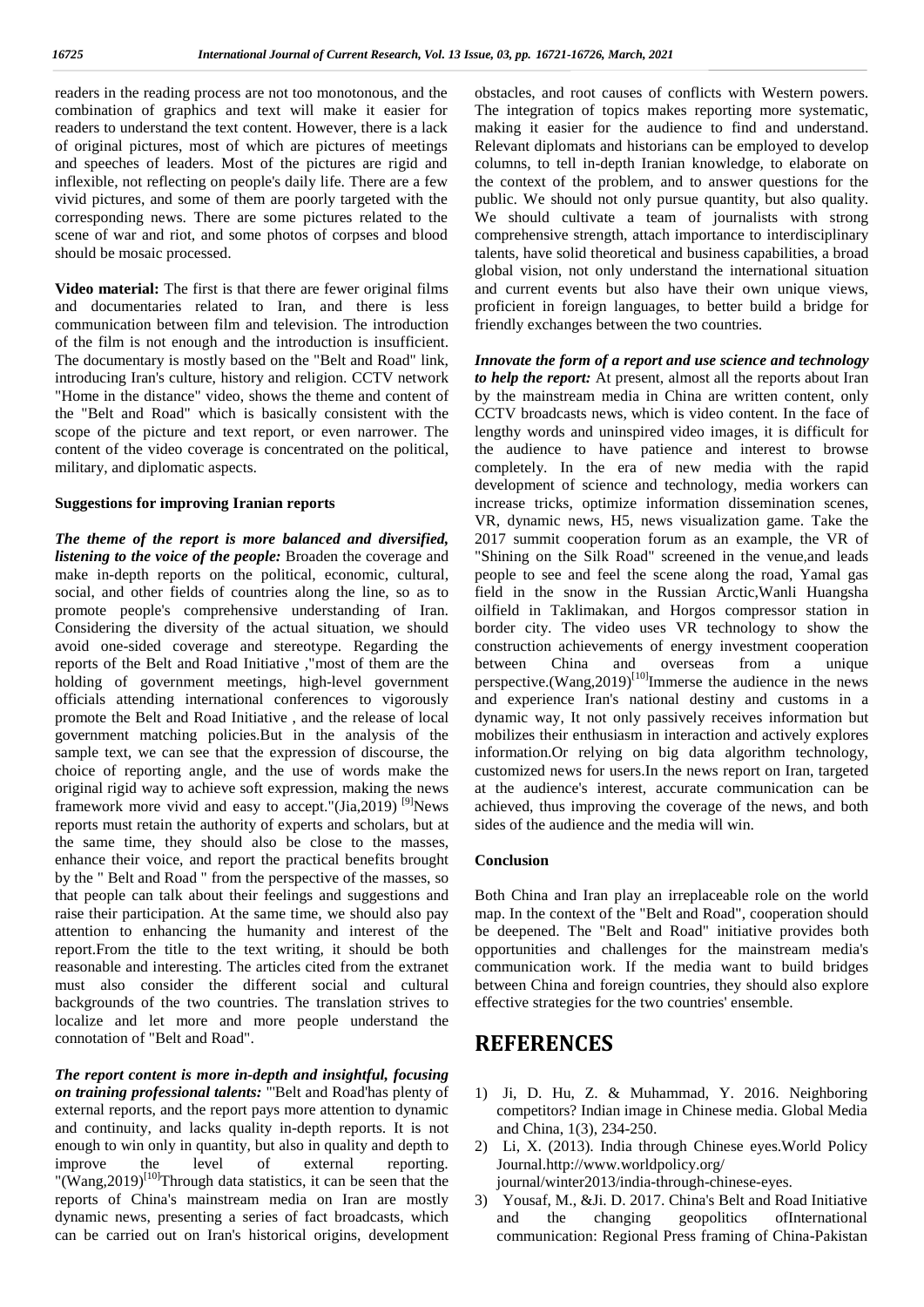readers in the reading process are not too monotonous, and the combination of graphics and text will make it easier for readers to understand the text content. However, there is a lack of original pictures, most of which are pictures of meetings and speeches of leaders. Most of the pictures are rigid and inflexible, not reflecting on people's daily life. There are a few vivid pictures, and some of them are poorly targeted with the corresponding news. There are some pictures related to the scene of war and riot, and some photos of corpses and blood should be mosaic processed.

**Video material:** The first is that there are fewer original films and documentaries related to Iran, and there is less communication between film and television. The introduction of the film is not enough and the introduction is insufficient. The documentary is mostly based on the "Belt and Road" link, introducing Iran's culture, history and religion. CCTV network "Home in the distance" video, shows the theme and content of the "Belt and Road" which is basically consistent with the scope of the picture and text report, or even narrower. The content of the video coverage is concentrated on the political, military, and diplomatic aspects.

### Suggestions for improving Iranian reports

***The theme of the report is more balanced and diversified, listening to the voice of the people:*** Broaden the coverage and make in-depth reports on the political, economic, cultural, social, and other fields of countries along the line, so as to promote people's comprehensive understanding of Iran. Considering the diversity of the actual situation, we should avoid one-sided coverage and stereotype. Regarding the reports of the Belt and Road Initiative ,"most of them are the holding of government meetings, high-level government officials attending international conferences to vigorously promote the Belt and Road Initiative , and the release of local government matching policies.But in the analysis of the sample text, we can see that the expression of discourse, the choice of reporting angle, and the use of words make the original rigid way to achieve soft expression, making the news framework more vivid and easy to accept."(Jia,2019) [9]News reports must retain the authority of experts and scholars, but at the same time, they should also be close to the masses, enhance their voice, and report the practical benefits brought by the " Belt and Road " from the perspective of the masses, so that people can talk about their feelings and suggestions and raise their participation. At the same time, we should also pay attention to enhancing the humanity and interest of the report.From the title to the text writing, it should be both reasonable and interesting. The articles cited from the extranet must also consider the different social and cultural backgrounds of the two countries. The translation strives to localize and let more and more people understand the connotation of "Belt and Road".

***The report content is more in-depth and insightful, focusing on training professional talents:*** "'Belt and Road'has plenty of external reports, and the report pays more attention to dynamic and continuity, and lacks quality in-depth reports. It is not enough to win only in quantity, but also in quality and depth to improve the level of external reporting. "(Wang,2019)[10]Through data statistics, it can be seen that the reports of China's mainstream media on Iran are mostly dynamic news, presenting a series of fact broadcasts, which can be carried out on Iran's historical origins, development obstacles, and root causes of conflicts with Western powers. The integration of topics makes reporting more systematic, making it easier for the audience to find and understand. Relevant diplomats and historians can be employed to develop columns, to tell in-depth Iranian knowledge, to elaborate on the context of the problem, and to answer questions for the public. We should not only pursue quantity, but also quality. We should cultivate a team of journalists with strong comprehensive strength, attach importance to interdisciplinary talents, have solid theoretical and business capabilities, a broad global vision, not only understand the international situation and current events but also have their own unique views, proficient in foreign languages, to better build a bridge for friendly exchanges between the two countries.

***Innovate the form of a report and use science and technology to help the report:*** At present, almost all the reports about Iran by the mainstream media in China are written content, only CCTV broadcasts news, which is video content. In the face of lengthy words and uninspired video images, it is difficult for the audience to have patience and interest to browse completely. In the era of new media with the rapid development of science and technology, media workers can increase tricks, optimize information dissemination scenes, VR, dynamic news, H5, news visualization game. Take the 2017 summit cooperation forum as an example, the VR of "Shining on the Silk Road" screened in the venue,and leads people to see and feel the scene along the road, Yamal gas field in the snow in the Russian Arctic,Wanli Huangsha oilfield in Taklimakan, and Horgos compressor station in border city. The video uses VR technology to show the construction achievements of energy investment cooperation between China and overseas from a unique perspective.(Wang,2019)[10]Immerse the audience in the news and experience Iran's national destiny and customs in a dynamic way, It not only passively receives information but mobilizes their enthusiasm in interaction and actively explores information.Or relying on big data algorithm technology, customized news for users.In the news report on Iran, targeted at the audience's interest, accurate communication can be achieved, thus improving the coverage of the news, and both sides of the audience and the media will win.

### Conclusion

Both China and Iran play an irreplaceable role on the world map. In the context of the "Belt and Road", cooperation should be deepened. The "Belt and Road" initiative provides both opportunities and challenges for the mainstream media's communication work. If the media want to build bridges between China and foreign countries, they should also explore effective strategies for the two countries' ensemble.

## REFERENCES

1) Ji, D. Hu, Z. & Muhammad, Y. 2016. Neighboring competitors? Indian image in Chinese media. Global Media and China, 1(3), 234-250.
2) Li, X. (2013). India through Chinese eyes.World Policy Journal.http://www.worldpolicy.org/ journal/winter2013/india-through-chinese-eyes.
3) Yousaf, M., &Ji. D. 2017. China's Belt and Road Initiative and the changing geopolitics ofInternational communication: Regional Press framing of China-Pakistan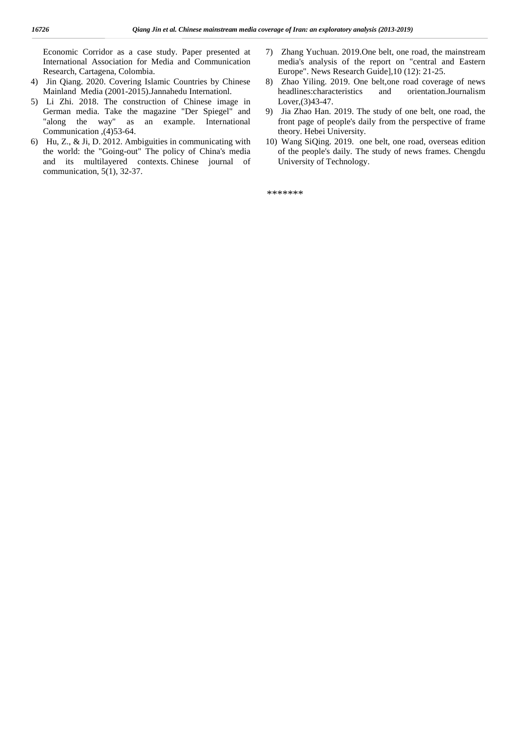Economic Corridor as a case study. Paper presented at International Association for Media and Communication Research, Cartagena, Colombia.

4) Jin Qiang. 2020. Covering Islamic Countries by Chinese Mainland Media (2001-2015).Jannahedu Internationl.
5) Li Zhi. 2018. The construction of Chinese image in German media. Take the magazine "Der Spiegel" and "along the way" as an example. International Communication ,(4)53-64.
6) Hu, Z., & Ji, D. 2012. Ambiguities in communicating with the world: the "Going-out" The policy of China's media and its multilayered contexts. Chinese journal of communication, 5(1), 32-37.
7) Zhang Yuchuan. 2019.One belt, one road, the mainstream media's analysis of the report on "central and Eastern Europe". News Research Guide],10 (12): 21-25.
8) Zhao Yiling. 2019. One belt,one road coverage of news headlines:characteristics and orientation.Journalism Lover,(3)43-47.
9) Jia Zhao Han. 2019. The study of one belt, one road, the front page of people's daily from the perspective of frame theory. Hebei University.
10) Wang SiQing. 2019. one belt, one road, overseas edition of the people's daily. The study of news frames. Chengdu University of Technology.

*******